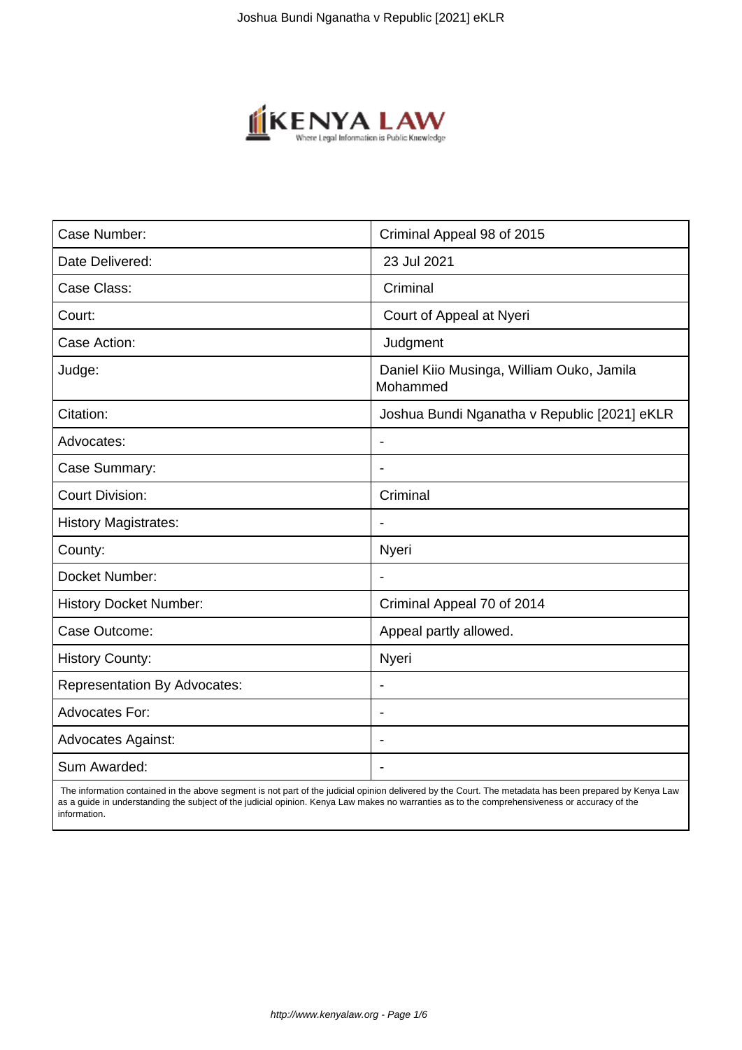| Case Number: | Criminal Appeal 98 of 2015 |
| --- | --- |
| Date Delivered: | 23 Jul 2021 |
| Case Class: | Criminal |
| Court: | Court of Appeal at Nyeri |
| Case Action: | Judgment |
| Judge: | Daniel Kiio Musinga, William Ouko, Jamila Mohammed |
| Citation: | Joshua Bundi Nganatha v Republic [2021] eKLR |
| Advocates: | - |
| Case Summary: | - |
| Court Division: | Criminal |
| History Magistrates: | - |
| County: | Nyeri |
| Docket Number: | - |
| History Docket Number: | Criminal Appeal 70 of 2014 |
| Case Outcome: | Appeal partly allowed. |
| History County: | Nyeri |
| Representation By Advocates: | - |
| Advocates For: | - |
| Advocates Against: | - |
| Sum Awarded: | - |

The information contained in the above segment is not part of the judicial opinion delivered by the Court. The metadata has been prepared by Kenya Law as a guide in understanding the subject of the judicial opinion. Kenya Law makes no warranties as to the comprehensiveness or accuracy of the information.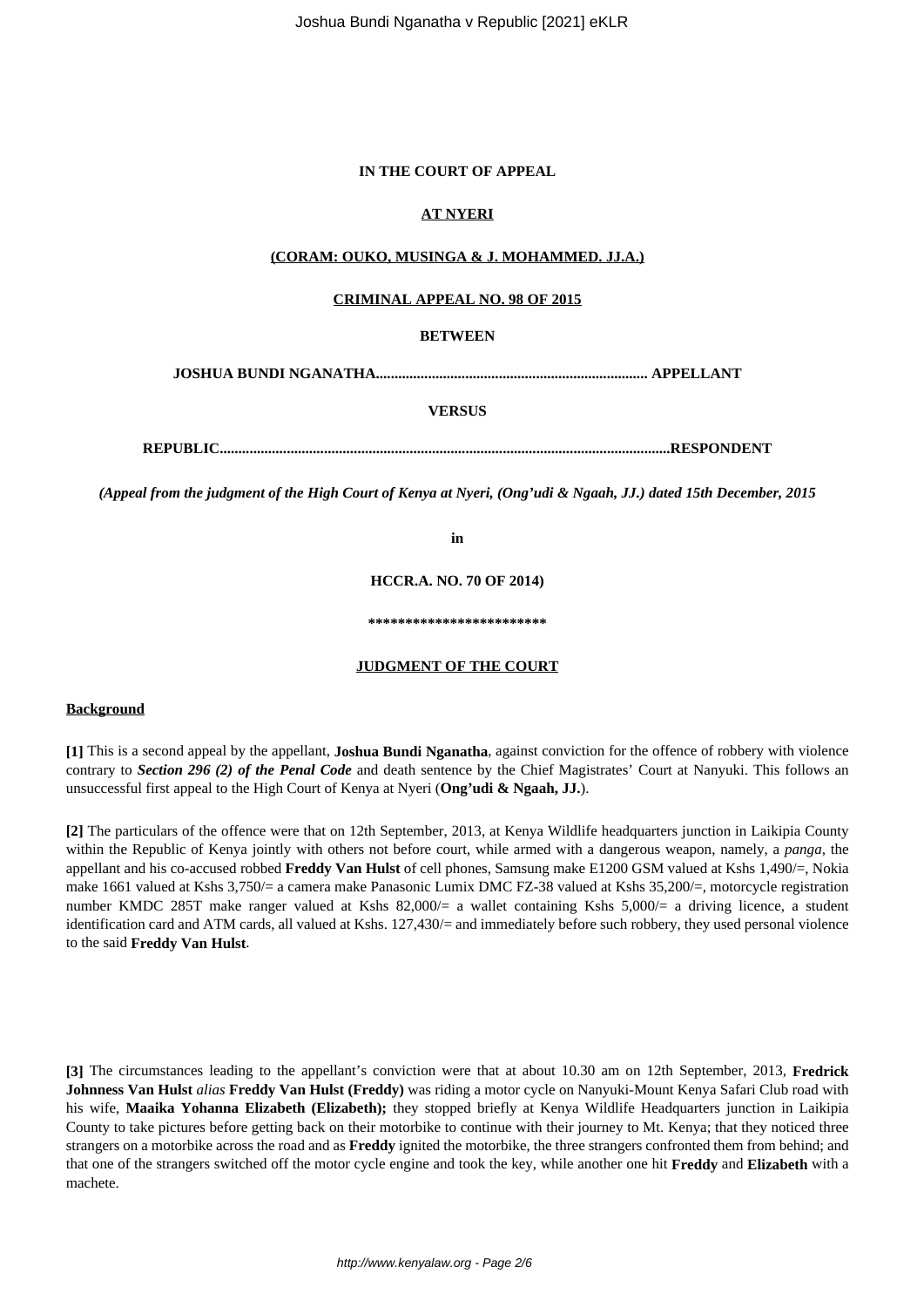**IN THE COURT OF APPEAL**

**AT NYERI**

**(CORAM: OUKO, MUSINGA & J. MOHAMMED. JJ.A.)**

**CRIMINAL APPEAL NO. 98 OF 2015**

**BETWEEN**

**JOSHUA BUNDI NGANATHA......................................................................... APPELLANT**

**VERSUS**

**REPUBLIC.......................................................................................................................RESPONDENT**

*(Appeal from the judgment of the High Court of Kenya at Nyeri, (Ong'udi & Ngaah, JJ.) dated 15th December, 2015*

**in**

**HCCR.A. NO. 70 OF 2014)**

**\*\*\*\*\*\*\*\*\*\*\*\*\*\*\*\*\*\*\*\*\*\*\*\*\***

**JUDGMENT OF THE COURT**

**Background**

**[1]** This is a second appeal by the appellant, **Joshua Bundi Nganatha**, against conviction for the offence of robbery with violence contrary to ***Section 296 (2) of the Penal Code*** and death sentence by the Chief Magistrates' Court at Nanyuki. This follows an unsuccessful first appeal to the High Court of Kenya at Nyeri (**Ong'udi & Ngaah, JJ.**).

**[2]** The particulars of the offence were that on 12th September, 2013, at Kenya Wildlife headquarters junction in Laikipia County within the Republic of Kenya jointly with others not before court, while armed with a dangerous weapon, namely, a *panga*, the appellant and his co-accused robbed **Freddy Van Hulst** of cell phones, Samsung make E1200 GSM valued at Kshs 1,490/=, Nokia make 1661 valued at Kshs 3,750/= a camera make Panasonic Lumix DMC FZ-38 valued at Kshs 35,200/=, motorcycle registration number KMDC 285T make ranger valued at Kshs 82,000/= a wallet containing Kshs 5,000/= a driving licence, a student identification card and ATM cards, all valued at Kshs. 127,430/= and immediately before such robbery, they used personal violence to the said **Freddy Van Hulst**.

**[3]** The circumstances leading to the appellant's conviction were that at about 10.30 am on 12th September, 2013, **Fredrick Johnness Van Hulst** *alias* **Freddy Van Hulst (Freddy)** was riding a motor cycle on Nanyuki-Mount Kenya Safari Club road with his wife, **Maaika Yohanna Elizabeth (Elizabeth);** they stopped briefly at Kenya Wildlife Headquarters junction in Laikipia County to take pictures before getting back on their motorbike to continue with their journey to Mt. Kenya; that they noticed three strangers on a motorbike across the road and as **Freddy** ignited the motorbike, the three strangers confronted them from behind; and that one of the strangers switched off the motor cycle engine and took the key, while another one hit **Freddy** and **Elizabeth** with a machete.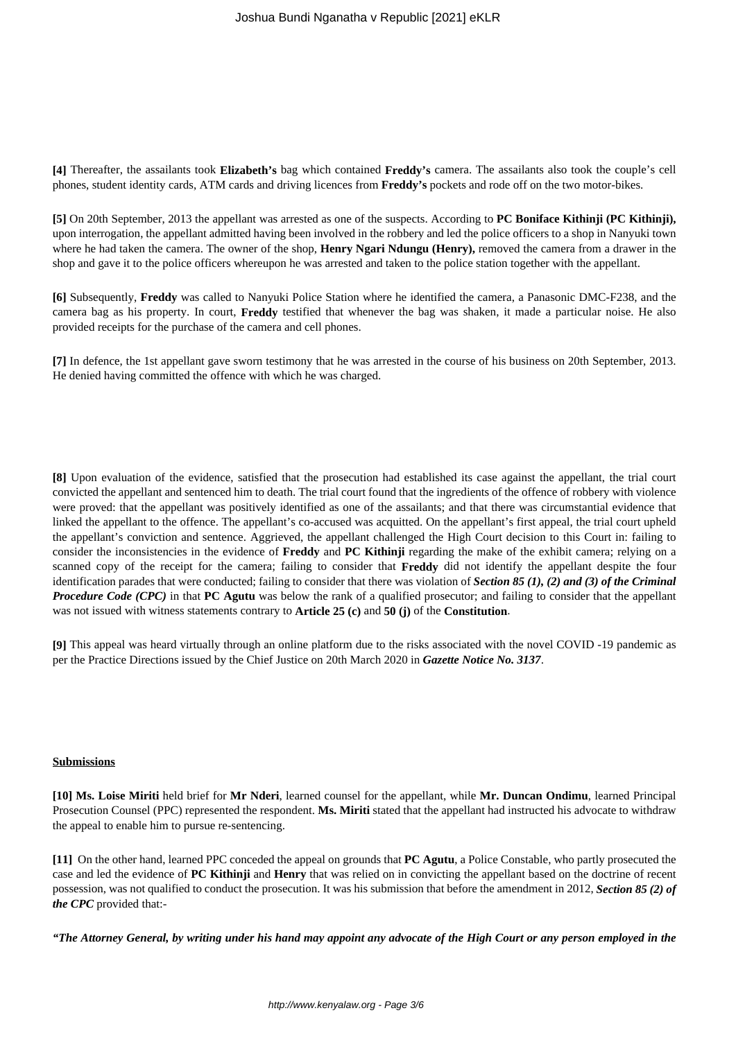**[4]** Thereafter, the assailants took **Elizabeth's** bag which contained **Freddy's** camera. The assailants also took the couple's cell phones, student identity cards, ATM cards and driving licences from **Freddy's** pockets and rode off on the two motor-bikes.

**[5]** On 20th September, 2013 the appellant was arrested as one of the suspects. According to **PC Boniface Kithinji (PC Kithinji),** upon interrogation, the appellant admitted having been involved in the robbery and led the police officers to a shop in Nanyuki town where he had taken the camera. The owner of the shop, **Henry Ngari Ndungu (Henry),** removed the camera from a drawer in the shop and gave it to the police officers whereupon he was arrested and taken to the police station together with the appellant.

**[6]** Subsequently, **Freddy** was called to Nanyuki Police Station where he identified the camera, a Panasonic DMC-F238, and the camera bag as his property. In court, **Freddy** testified that whenever the bag was shaken, it made a particular noise. He also provided receipts for the purchase of the camera and cell phones.

**[7]** In defence, the 1st appellant gave sworn testimony that he was arrested in the course of his business on 20th September, 2013. He denied having committed the offence with which he was charged.

**[8]** Upon evaluation of the evidence, satisfied that the prosecution had established its case against the appellant, the trial court convicted the appellant and sentenced him to death. The trial court found that the ingredients of the offence of robbery with violence were proved: that the appellant was positively identified as one of the assailants; and that there was circumstantial evidence that linked the appellant to the offence. The appellant's co-accused was acquitted. On the appellant's first appeal, the trial court upheld the appellant's conviction and sentence. Aggrieved, the appellant challenged the High Court decision to this Court in: failing to consider the inconsistencies in the evidence of **Freddy** and **PC Kithinji** regarding the make of the exhibit camera; relying on a scanned copy of the receipt for the camera; failing to consider that **Freddy** did not identify the appellant despite the four identification parades that were conducted; failing to consider that there was violation of ***Section 85 (1), (2) and (3) of the Criminal Procedure Code (CPC)*** in that **PC Agutu** was below the rank of a qualified prosecutor; and failing to consider that the appellant was not issued with witness statements contrary to **Article 25 (c)** and **50 (j)** of the **Constitution**.

**[9]** This appeal was heard virtually through an online platform due to the risks associated with the novel COVID -19 pandemic as per the Practice Directions issued by the Chief Justice on 20th March 2020 in ***Gazette Notice No. 3137***.

**Submissions**

**[10] Ms. Loise Miriti** held brief for **Mr Nderi**, learned counsel for the appellant, while **Mr. Duncan Ondimu**, learned Principal Prosecution Counsel (PPC) represented the respondent. **Ms. Miriti** stated that the appellant had instructed his advocate to withdraw the appeal to enable him to pursue re-sentencing.

**[11]** On the other hand, learned PPC conceded the appeal on grounds that **PC Agutu**, a Police Constable, who partly prosecuted the case and led the evidence of **PC Kithinji** and **Henry** that was relied on in convicting the appellant based on the doctrine of recent possession, was not qualified to conduct the prosecution. It was his submission that before the amendment in 2012, ***Section 85 (2) of the CPC*** provided that:-

***"The Attorney General, by writing under his hand may appoint any advocate of the High Court or any person employed in the***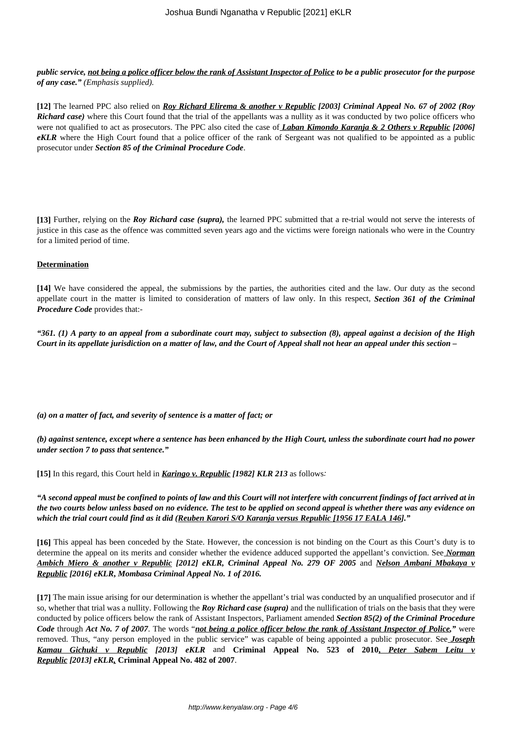***public service, <u>not being a police officer below the rank of Assistant Inspector of Police</u> to be a public prosecutor for the purpose of any case."*** *(Emphasis supplied).*

**[12]** The learned PPC also relied on ***<u>Roy Richard Elirema & another v Republic</u> [2003] Criminal Appeal No. 67 of 2002 (Roy Richard case)*** where this Court found that the trial of the appellants was a nullity as it was conducted by two police officers who were not qualified to act as prosecutors. The PPC also cited the case of ***<u>Laban Kimondo Karanja & 2 Others v Republic</u> [2006] eKLR*** where the High Court found that a police officer of the rank of Sergeant was not qualified to be appointed as a public prosecutor under ***Section 85 of the Criminal Procedure Code***.

**[13]** Further, relying on the ***Roy Richard case (supra),*** the learned PPC submitted that a re-trial would not serve the interests of justice in this case as the offence was committed seven years ago and the victims were foreign nationals who were in the Country for a limited period of time.

**<u>Determination</u>**

**[14]** We have considered the appeal, the submissions by the parties, the authorities cited and the law. Our duty as the second appellate court in the matter is limited to consideration of matters of law only. In this respect, ***Section 361 of the Criminal Procedure Code*** provides that:-

***"361. (1) A party to an appeal from a subordinate court may, subject to subsection (8), appeal against a decision of the High Court in its appellate jurisdiction on a matter of law, and the Court of Appeal shall not hear an appeal under this section –***

***(a) on a matter of fact, and severity of sentence is a matter of fact; or***

***(b) against sentence, except where a sentence has been enhanced by the High Court, unless the subordinate court had no power under section 7 to pass that sentence."***

**[15]** In this regard, this Court held in ***<u>Karingo v. Republic</u> [1982] KLR 213*** as follows*:*

***"A second appeal must be confined to points of law and this Court will not interfere with concurrent findings of fact arrived at in the two courts below unless based on no evidence. The test to be applied on second appeal is whether there was any evidence on which the trial court could find as it did (<u>Reuben Karori S/O Karanja versus Republic [1956 17 EALA 146]</u>."***

**[16]** This appeal has been conceded by the State. However, the concession is not binding on the Court as this Court's duty is to determine the appeal on its merits and consider whether the evidence adduced supported the appellant's conviction. See ***<u>Norman Ambich Miero & another v Republic</u> [2012] eKLR, Criminal Appeal No. 279 OF 2005*** and ***<u>Nelson Ambani Mbakaya v Republic</u> [2016] eKLR, Mombasa Criminal Appeal No. 1 of 2016.***

**[17]** The main issue arising for our determination is whether the appellant's trial was conducted by an unqualified prosecutor and if so, whether that trial was a nullity. Following the ***Roy Richard case (supra)*** and the nullification of trials on the basis that they were conducted by police officers below the rank of Assistant Inspectors, Parliament amended ***Section 85(2) of the Criminal Procedure Code*** through ***Act No. 7 of 2007***. The words "***<u>not being a police officer below the rank of Assistant Inspector of Police</u>,"*** were removed. Thus, "any person employed in the public service" was capable of being appointed a public prosecutor. See ***<u>Joseph Kamau Gichuki v Republic</u> [2013] eKLR*** and **Criminal Appeal No. 523 of 2010*<u>, Peter Sabem Leitu v Republic</u> [2013] eKLR,*** **Criminal Appeal No. 482 of 2007**.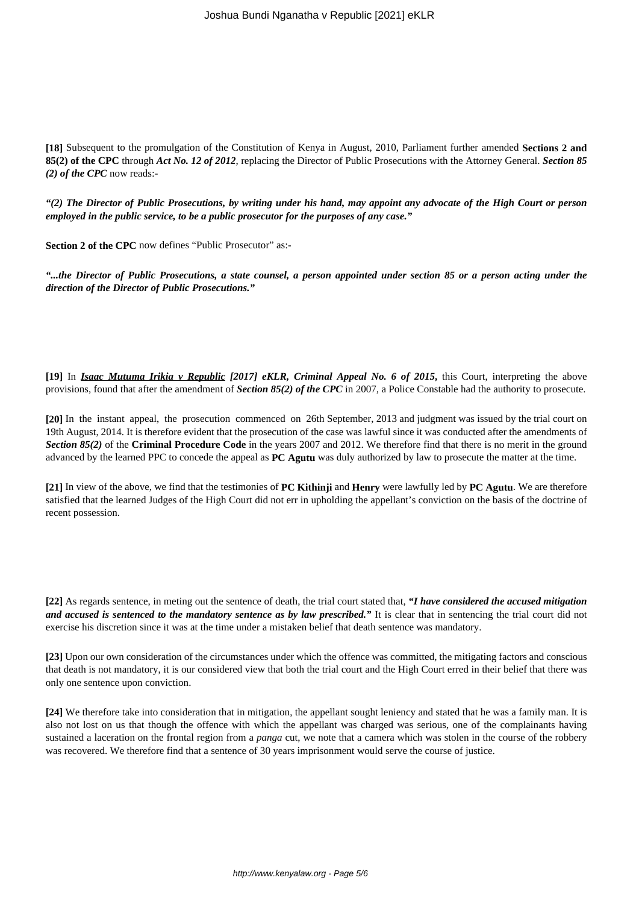**[18]** Subsequent to the promulgation of the Constitution of Kenya in August, 2010, Parliament further amended **Sections 2 and 85(2) of the CPC** through ***Act No. 12 of 2012***, replacing the Director of Public Prosecutions with the Attorney General. ***Section 85 (2) of the CPC*** now reads:-

***"(2) The Director of Public Prosecutions, by writing under his hand, may appoint any advocate of the High Court or person employed in the public service, to be a public prosecutor for the purposes of any case."***

**Section 2 of the CPC** now defines "Public Prosecutor" as:-

***"...the Director of Public Prosecutions, a state counsel, a person appointed under section 85 or a person acting under the direction of the Director of Public Prosecutions."***

**[19]** In ***Isaac Mutuma Irikia v Republic [2017] eKLR, Criminal Appeal No. 6 of 2015,*** this Court, interpreting the above provisions, found that after the amendment of ***Section 85(2) of the CPC*** in 2007, a Police Constable had the authority to prosecute.

**[20]** In the instant appeal, the prosecution commenced on 26th September, 2013 and judgment was issued by the trial court on 19th August, 2014. It is therefore evident that the prosecution of the case was lawful since it was conducted after the amendments of ***Section 85(2)*** of the **Criminal Procedure Code** in the years 2007 and 2012. We therefore find that there is no merit in the ground advanced by the learned PPC to concede the appeal as **PC Agutu** was duly authorized by law to prosecute the matter at the time.

**[21]** In view of the above, we find that the testimonies of **PC Kithinji** and **Henry** were lawfully led by **PC Agutu**. We are therefore satisfied that the learned Judges of the High Court did not err in upholding the appellant's conviction on the basis of the doctrine of recent possession.

**[22]** As regards sentence, in meting out the sentence of death, the trial court stated that, ***"I have considered the accused mitigation and accused is sentenced to the mandatory sentence as by law prescribed."*** It is clear that in sentencing the trial court did not exercise his discretion since it was at the time under a mistaken belief that death sentence was mandatory.

**[23]** Upon our own consideration of the circumstances under which the offence was committed, the mitigating factors and conscious that death is not mandatory, it is our considered view that both the trial court and the High Court erred in their belief that there was only one sentence upon conviction.

**[24]** We therefore take into consideration that in mitigation, the appellant sought leniency and stated that he was a family man. It is also not lost on us that though the offence with which the appellant was charged was serious, one of the complainants having sustained a laceration on the frontal region from a *panga* cut, we note that a camera which was stolen in the course of the robbery was recovered. We therefore find that a sentence of 30 years imprisonment would serve the course of justice.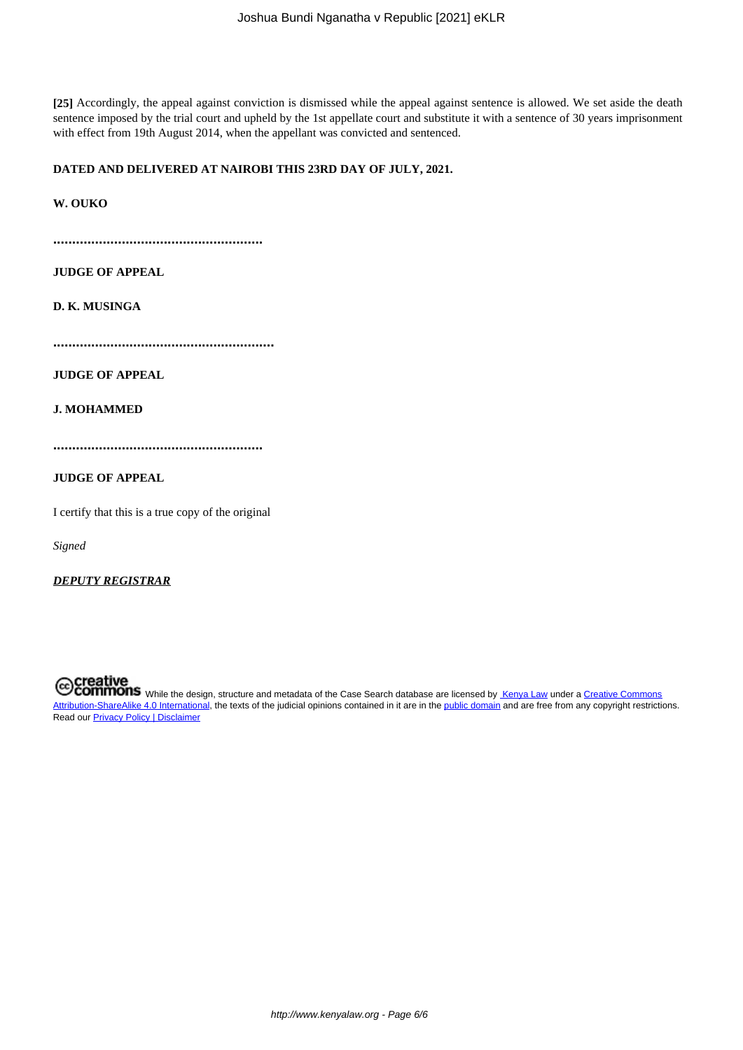**[25]** Accordingly, the appeal against conviction is dismissed while the appeal against sentence is allowed. We set aside the death sentence imposed by the trial court and upheld by the 1st appellate court and substitute it with a sentence of 30 years imprisonment with effect from 19th August 2014, when the appellant was convicted and sentenced.

**DATED AND DELIVERED AT NAIROBI THIS 23RD DAY OF JULY, 2021.**

**W. OUKO**

**………………………………………………**

**JUDGE OF APPEAL**

**D. K. MUSINGA**

**…………………………………………………**

**JUDGE OF APPEAL**

**J. MOHAMMED**

**………………………………………………**

**JUDGE OF APPEAL**

I certify that this is a true copy of the original

*Signed*

***DEPUTY REGISTRAR***

While the design, structure and metadata of the Case Search database are licensed by Kenya Law under a Creative Commons Attribution-ShareAlike 4.0 International, the texts of the judicial opinions contained in it are in the public domain and are free from any copyright restrictions. Read our Privacy Policy | Disclaimer